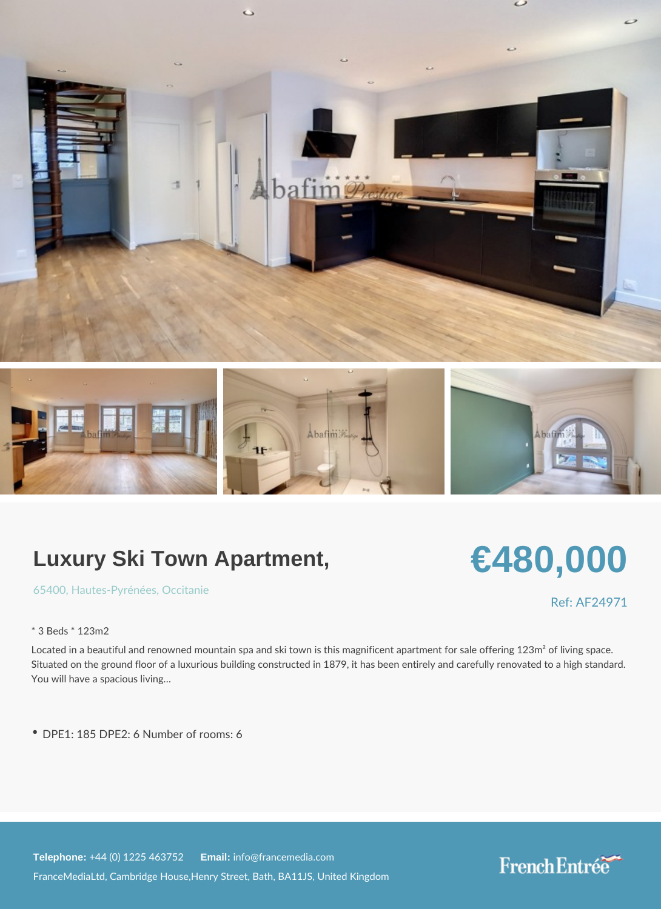# Luxury Ski Town Apartment,

€480,000

65400, Hautes-Pyrénées, Occitanie

Ref: AF24971

* 3 Beds * 123m2

Located in a beautiful and renowned mountain spa and ski town is this magnificent apartment for sale offering 123m² of living space. Situated on the ground floor of a luxurious building constructed in 1879, it has been entirely and carefully renovated to a high standard. You will have a spacious living...

- DPE1: 185 DPE2: 6 Number of rooms: 6

**Telephone:** +44 (0) 1225 463752 **Email:** info@francemedia.com

FranceMediaLtd, Cambridge House,Henry Street, Bath, BA11JS, United Kingdom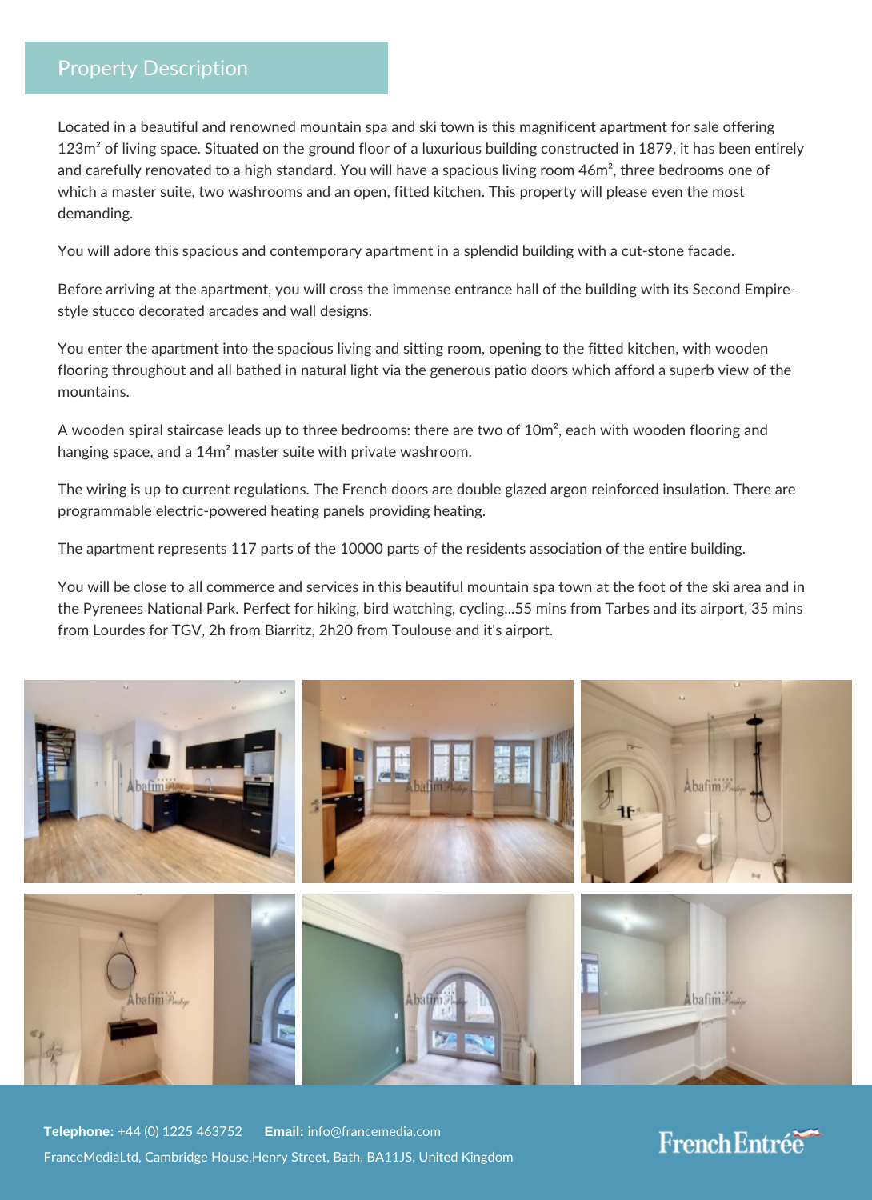## Property Description

Located in a beautiful and renowned mountain spa and ski town is this magnificent apartment for sale offering 123m² of living space. Situated on the ground floor of a luxurious building constructed in 1879, it has been entirely and carefully renovated to a high standard. You will have a spacious living room 46m², three bedrooms one of which a master suite, two washrooms and an open, fitted kitchen. This property will please even the most demanding.

You will adore this spacious and contemporary apartment in a splendid building with a cut-stone facade.

Before arriving at the apartment, you will cross the immense entrance hall of the building with its Second Empire-style stucco decorated arcades and wall designs.

You enter the apartment into the spacious living and sitting room, opening to the fitted kitchen, with wooden flooring throughout and all bathed in natural light via the generous patio doors which afford a superb view of the mountains.

A wooden spiral staircase leads up to three bedrooms: there are two of 10m², each with wooden flooring and hanging space, and a 14m² master suite with private washroom.

The wiring is up to current regulations. The French doors are double glazed argon reinforced insulation. There are programmable electric-powered heating panels providing heating.

The apartment represents 117 parts of the 10000 parts of the residents association of the entire building.

You will be close to all commerce and services in this beautiful mountain spa town at the foot of the ski area and in the Pyrenees National Park. Perfect for hiking, bird watching, cycling...55 mins from Tarbes and its airport, 35 mins from Lourdes for TGV, 2h from Biarritz, 2h20 from Toulouse and it's airport.

**Telephone:** +44 (0) 1225 463752 **Email:** info@francemedia.com

FranceMediaLtd, Cambridge House,Henry Street, Bath, BA11JS, United Kingdom